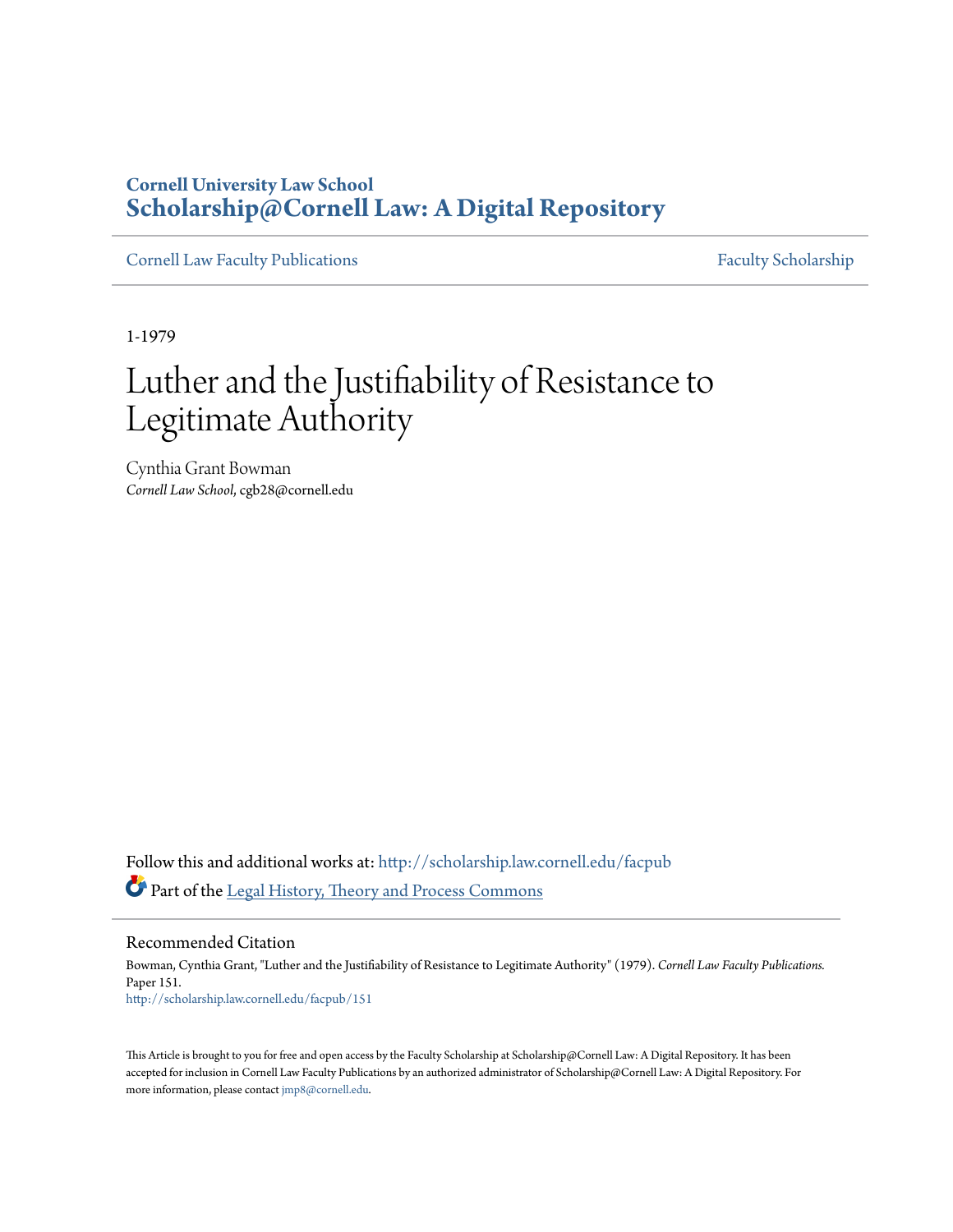# Cornell University Law School
# Scholarship@Cornell Law: A Digital Repository

Cornell Law Faculty Publications | Faculty Scholarship

1-1979

# Luther and the Justifiability of Resistance to Legitimate Authority

Cynthia Grant Bowman
*Cornell Law School*, cgb28@cornell.edu

Follow this and additional works at: http://scholarship.law.cornell.edu/facpub

Part of the Legal History, Theory and Process Commons

## Recommended Citation

Bowman, Cynthia Grant, "Luther and the Justifiability of Resistance to Legitimate Authority" (1979). *Cornell Law Faculty Publications.* Paper 151.
http://scholarship.law.cornell.edu/facpub/151

This Article is brought to you for free and open access by the Faculty Scholarship at Scholarship@Cornell Law: A Digital Repository. It has been accepted for inclusion in Cornell Law Faculty Publications by an authorized administrator of Scholarship@Cornell Law: A Digital Repository. For more information, please contact jmp8@cornell.edu.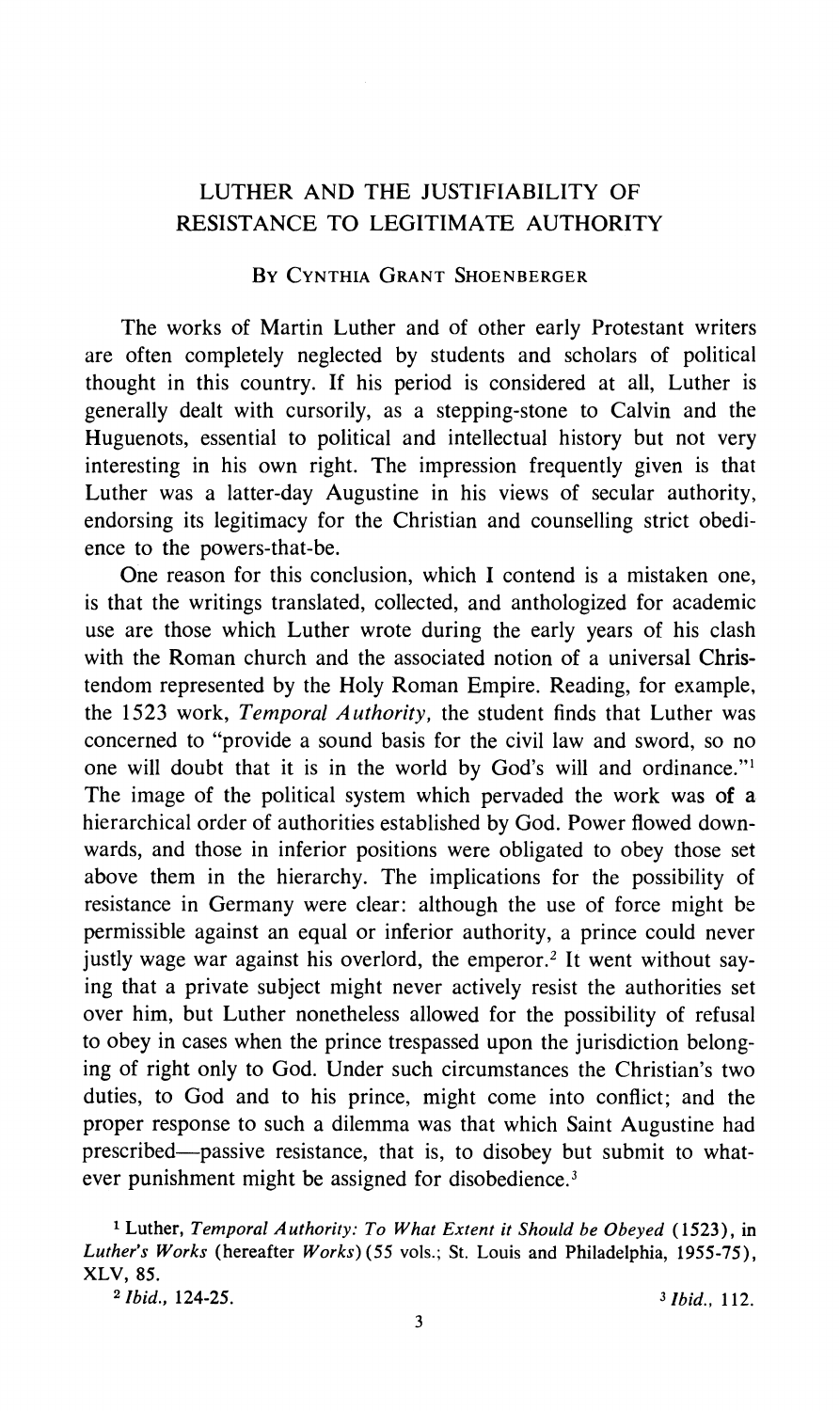# LUTHER AND THE JUSTIFIABILITY OF RESISTANCE TO LEGITIMATE AUTHORITY

BY CYNTHIA GRANT SHOENBERGER

The works of Martin Luther and of other early Protestant writers are often completely neglected by students and scholars of political thought in this country. If his period is considered at all, Luther is generally dealt with cursorily, as a stepping-stone to Calvin and the Huguenots, essential to political and intellectual history but not very interesting in his own right. The impression frequently given is that Luther was a latter-day Augustine in his views of secular authority, endorsing its legitimacy for the Christian and counselling strict obedience to the powers-that-be.

One reason for this conclusion, which I contend is a mistaken one, is that the writings translated, collected, and anthologized for academic use are those which Luther wrote during the early years of his clash with the Roman church and the associated notion of a universal Christendom represented by the Holy Roman Empire. Reading, for example, the 1523 work, *Temporal Authority*, the student finds that Luther was concerned to "provide a sound basis for the civil law and sword, so no one will doubt that it is in the world by God's will and ordinance."[1] The image of the political system which pervaded the work was of a hierarchical order of authorities established by God. Power flowed downwards, and those in inferior positions were obligated to obey those set above them in the hierarchy. The implications for the possibility of resistance in Germany were clear: although the use of force might be permissible against an equal or inferior authority, a prince could never justly wage war against his overlord, the emperor.[2] It went without saying that a private subject might never actively resist the authorities set over him, but Luther nonetheless allowed for the possibility of refusal to obey in cases when the prince trespassed upon the jurisdiction belonging of right only to God. Under such circumstances the Christian's two duties, to God and to his prince, might come into conflict; and the proper response to such a dilemma was that which Saint Augustine had prescribed—passive resistance, that is, to disobey but submit to whatever punishment might be assigned for disobedience.[3]

[1] Luther, *Temporal Authority: To What Extent it Should be Obeyed* (1523), in *Luther's Works* (hereafter *Works*) (55 vols.; St. Louis and Philadelphia, 1955-75), XLV, 85.

[2] *Ibid.*, 124-25.

[3] *Ibid.*, 112.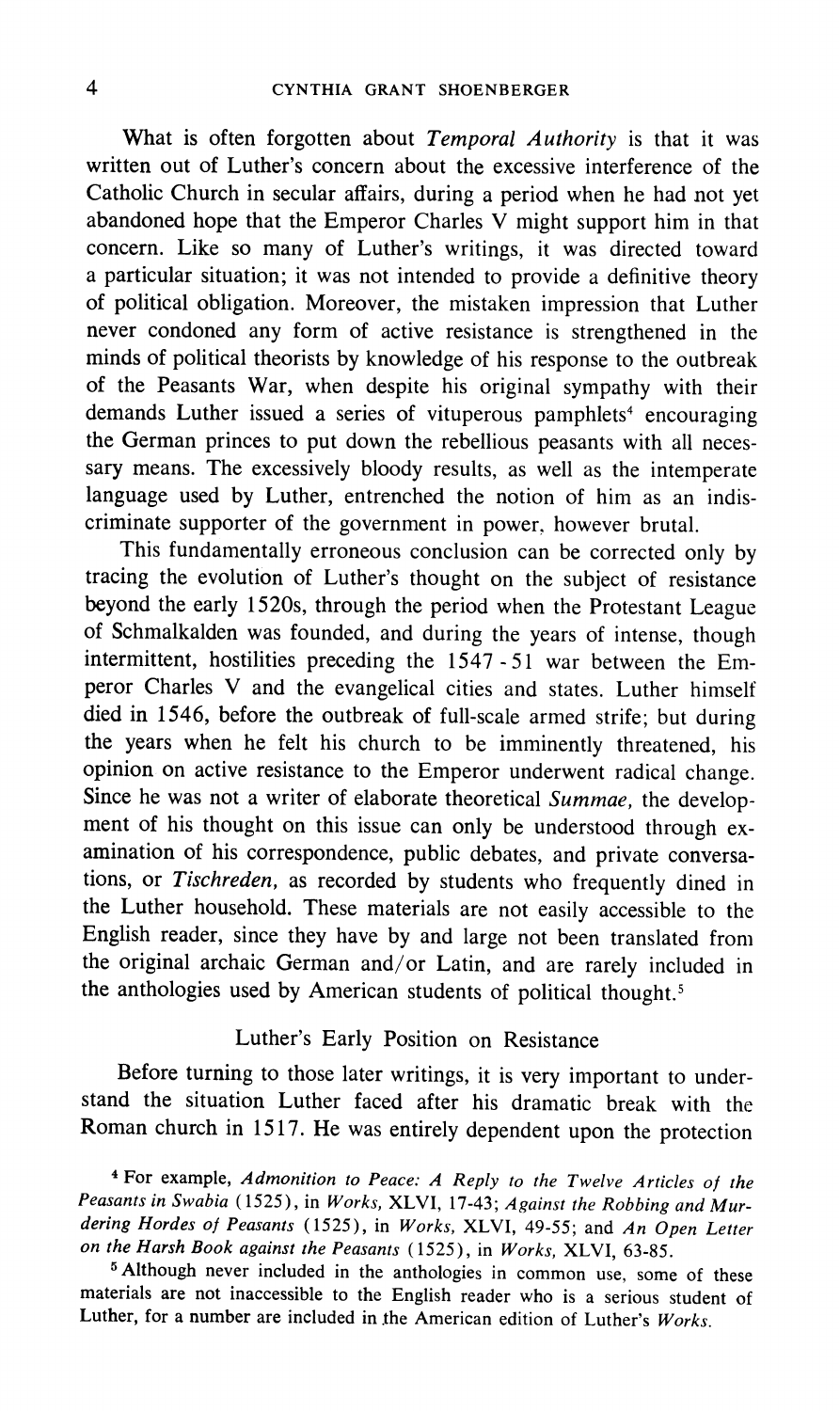What is often forgotten about *Temporal Authority* is that it was written out of Luther's concern about the excessive interference of the Catholic Church in secular affairs, during a period when he had not yet abandoned hope that the Emperor Charles V might support him in that concern. Like so many of Luther's writings, it was directed toward a particular situation; it was not intended to provide a definitive theory of political obligation. Moreover, the mistaken impression that Luther never condoned any form of active resistance is strengthened in the minds of political theorists by knowledge of his response to the outbreak of the Peasants War, when despite his original sympathy with their demands Luther issued a series of vituperous pamphlets[4] encouraging the German princes to put down the rebellious peasants with all necessary means. The excessively bloody results, as well as the intemperate language used by Luther, entrenched the notion of him as an indiscriminate supporter of the government in power, however brutal.

This fundamentally erroneous conclusion can be corrected only by tracing the evolution of Luther's thought on the subject of resistance beyond the early 1520s, through the period when the Protestant League of Schmalkalden was founded, and during the years of intense, though intermittent, hostilities preceding the 1547 - 51 war between the Emperor Charles V and the evangelical cities and states. Luther himself died in 1546, before the outbreak of full-scale armed strife; but during the years when he felt his church to be imminently threatened, his opinion on active resistance to the Emperor underwent radical change. Since he was not a writer of elaborate theoretical *Summae*, the development of his thought on this issue can only be understood through examination of his correspondence, public debates, and private conversations, or *Tischreden*, as recorded by students who frequently dined in the Luther household. These materials are not easily accessible to the English reader, since they have by and large not been translated from the original archaic German and/or Latin, and are rarely included in the anthologies used by American students of political thought.[5]

## Luther's Early Position on Resistance

Before turning to those later writings, it is very important to understand the situation Luther faced after his dramatic break with the Roman church in 1517. He was entirely dependent upon the protection

[4] For example, *Admonition to Peace: A Reply to the Twelve Articles of the Peasants in Swabia* (1525), in *Works*, XLVI, 17-43; *Against the Robbing and Murdering Hordes of Peasants* (1525), in *Works*, XLVI, 49-55; and *An Open Letter on the Harsh Book against the Peasants* (1525), in *Works*, XLVI, 63-85.

[5] Although never included in the anthologies in common use, some of these materials are not inaccessible to the English reader who is a serious student of Luther, for a number are included in the American edition of Luther's *Works*.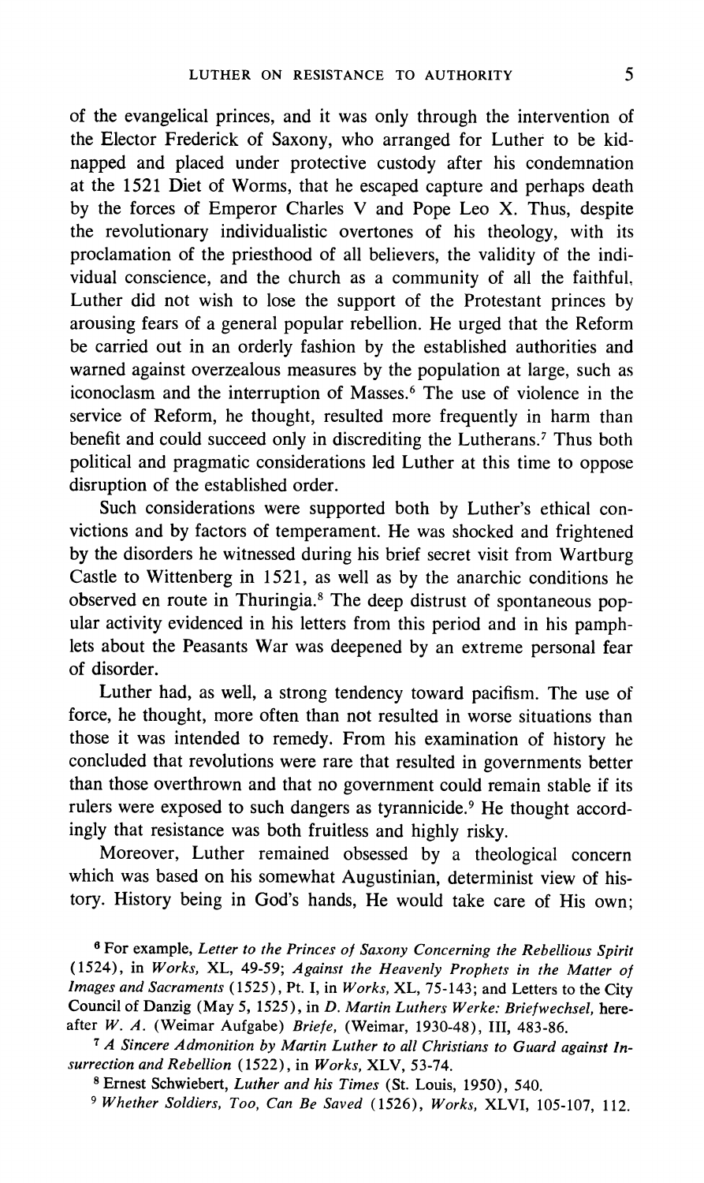of the evangelical princes, and it was only through the intervention of the Elector Frederick of Saxony, who arranged for Luther to be kidnapped and placed under protective custody after his condemnation at the 1521 Diet of Worms, that he escaped capture and perhaps death by the forces of Emperor Charles V and Pope Leo X. Thus, despite the revolutionary individualistic overtones of his theology, with its proclamation of the priesthood of all believers, the validity of the individual conscience, and the church as a community of all the faithful, Luther did not wish to lose the support of the Protestant princes by arousing fears of a general popular rebellion. He urged that the Reform be carried out in an orderly fashion by the established authorities and warned against overzealous measures by the population at large, such as iconoclasm and the interruption of Masses.[6] The use of violence in the service of Reform, he thought, resulted more frequently in harm than benefit and could succeed only in discrediting the Lutherans.[7] Thus both political and pragmatic considerations led Luther at this time to oppose disruption of the established order.

Such considerations were supported both by Luther's ethical convictions and by factors of temperament. He was shocked and frightened by the disorders he witnessed during his brief secret visit from Wartburg Castle to Wittenberg in 1521, as well as by the anarchic conditions he observed en route in Thuringia.[8] The deep distrust of spontaneous popular activity evidenced in his letters from this period and in his pamphlets about the Peasants War was deepened by an extreme personal fear of disorder.

Luther had, as well, a strong tendency toward pacifism. The use of force, he thought, more often than not resulted in worse situations than those it was intended to remedy. From his examination of history he concluded that revolutions were rare that resulted in governments better than those overthrown and that no government could remain stable if its rulers were exposed to such dangers as tyrannicide.[9] He thought accordingly that resistance was both fruitless and highly risky.

Moreover, Luther remained obsessed by a theological concern which was based on his somewhat Augustinian, determinist view of history. History being in God's hands, He would take care of His own;

[6] For example, *Letter to the Princes of Saxony Concerning the Rebellious Spirit* (1524), in *Works*, XL, 49-59; *Against the Heavenly Prophets in the Matter of Images and Sacraments* (1525), Pt. I, in *Works*, XL, 75-143; and Letters to the City Council of Danzig (May 5, 1525), in *D. Martin Luthers Werke: Briefwechsel*, hereafter *W. A.* (Weimar Aufgabe) *Briefe*, (Weimar, 1930-48), III, 483-86.

[7] *A Sincere Admonition by Martin Luther to all Christians to Guard against Insurrection and Rebellion* (1522), in *Works*, XLV, 53-74.

[8] Ernest Schwiebert, *Luther and his Times* (St. Louis, 1950), 540.

[9] *Whether Soldiers, Too, Can Be Saved* (1526), *Works*, XLVI, 105-107, 112.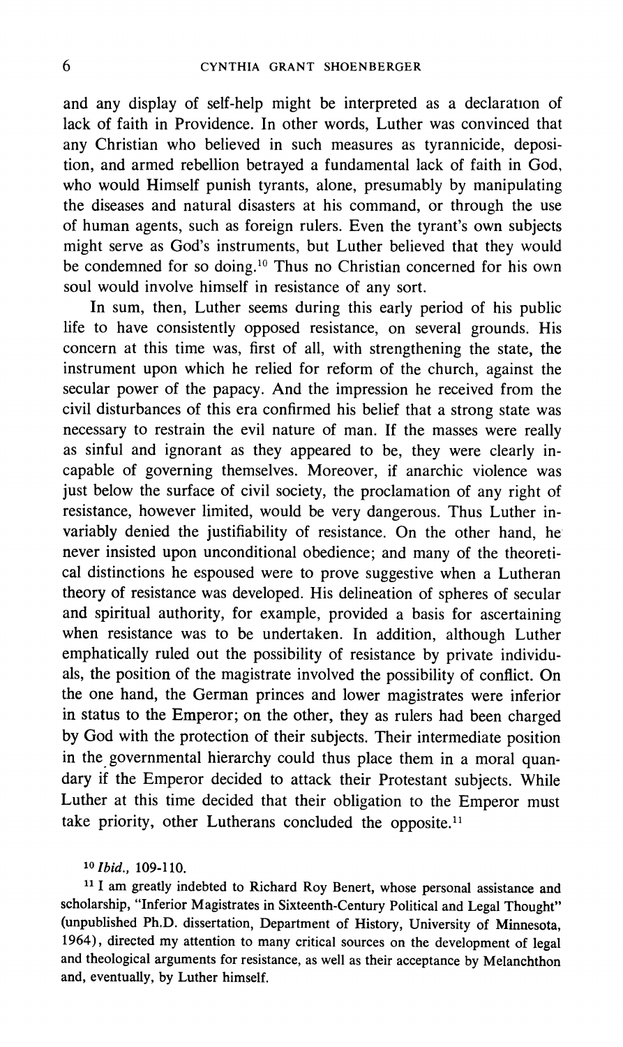and any display of self-help might be interpreted as a declaration of lack of faith in Providence. In other words, Luther was convinced that any Christian who believed in such measures as tyrannicide, deposition, and armed rebellion betrayed a fundamental lack of faith in God, who would Himself punish tyrants, alone, presumably by manipulating the diseases and natural disasters at his command, or through the use of human agents, such as foreign rulers. Even the tyrant's own subjects might serve as God's instruments, but Luther believed that they would be condemned for so doing.[10] Thus no Christian concerned for his own soul would involve himself in resistance of any sort.

In sum, then, Luther seems during this early period of his public life to have consistently opposed resistance, on several grounds. His concern at this time was, first of all, with strengthening the state, the instrument upon which he relied for reform of the church, against the secular power of the papacy. And the impression he received from the civil disturbances of this era confirmed his belief that a strong state was necessary to restrain the evil nature of man. If the masses were really as sinful and ignorant as they appeared to be, they were clearly incapable of governing themselves. Moreover, if anarchic violence was just below the surface of civil society, the proclamation of any right of resistance, however limited, would be very dangerous. Thus Luther invariably denied the justifiability of resistance. On the other hand, he never insisted upon unconditional obedience; and many of the theoretical distinctions he espoused were to prove suggestive when a Lutheran theory of resistance was developed. His delineation of spheres of secular and spiritual authority, for example, provided a basis for ascertaining when resistance was to be undertaken. In addition, although Luther emphatically ruled out the possibility of resistance by private individuals, the position of the magistrate involved the possibility of conflict. On the one hand, the German princes and lower magistrates were inferior in status to the Emperor; on the other, they as rulers had been charged by God with the protection of their subjects. Their intermediate position in the governmental hierarchy could thus place them in a moral quandary if the Emperor decided to attack their Protestant subjects. While Luther at this time decided that their obligation to the Emperor must take priority, other Lutherans concluded the opposite.[11]

[10] *Ibid.*, 109-110.

[11] I am greatly indebted to Richard Roy Benert, whose personal assistance and scholarship, "Inferior Magistrates in Sixteenth-Century Political and Legal Thought" (unpublished Ph.D. dissertation, Department of History, University of Minnesota, 1964), directed my attention to many critical sources on the development of legal and theological arguments for resistance, as well as their acceptance by Melanchthon and, eventually, by Luther himself.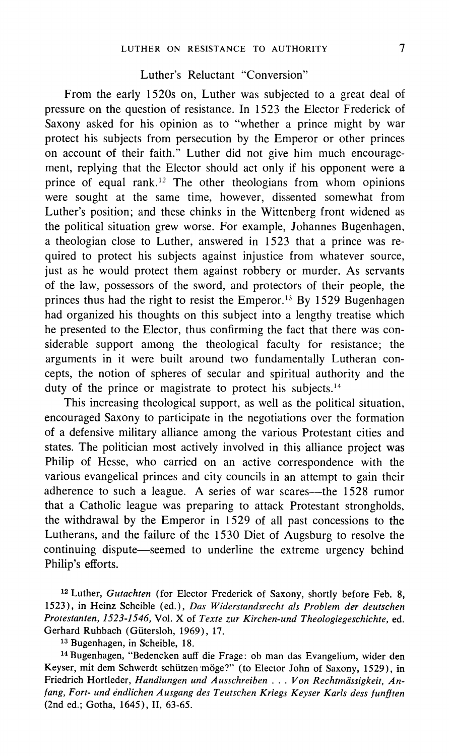## Luther's Reluctant "Conversion"

From the early 1520s on, Luther was subjected to a great deal of pressure on the question of resistance. In 1523 the Elector Frederick of Saxony asked for his opinion as to "whether a prince might by war protect his subjects from persecution by the Emperor or other princes on account of their faith." Luther did not give him much encouragement, replying that the Elector should act only if his opponent were a prince of equal rank.[12] The other theologians from whom opinions were sought at the same time, however, dissented somewhat from Luther's position; and these chinks in the Wittenberg front widened as the political situation grew worse. For example, Johannes Bugenhagen, a theologian close to Luther, answered in 1523 that a prince was required to protect his subjects against injustice from whatever source, just as he would protect them against robbery or murder. As servants of the law, possessors of the sword, and protectors of their people, the princes thus had the right to resist the Emperor.[13] By 1529 Bugenhagen had organized his thoughts on this subject into a lengthy treatise which he presented to the Elector, thus confirming the fact that there was considerable support among the theological faculty for resistance; the arguments in it were built around two fundamentally Lutheran concepts, the notion of spheres of secular and spiritual authority and the duty of the prince or magistrate to protect his subjects.[14]

This increasing theological support, as well as the political situation, encouraged Saxony to participate in the negotiations over the formation of a defensive military alliance among the various Protestant cities and states. The politician most actively involved in this alliance project was Philip of Hesse, who carried on an active correspondence with the various evangelical princes and city councils in an attempt to gain their adherence to such a league. A series of war scares—the 1528 rumor that a Catholic league was preparing to attack Protestant strongholds, the withdrawal by the Emperor in 1529 of all past concessions to the Lutherans, and the failure of the 1530 Diet of Augsburg to resolve the continuing dispute—seemed to underline the extreme urgency behind Philip's efforts.

[12] Luther, *Gutachten* (for Elector Frederick of Saxony, shortly before Feb. 8, 1523), in Heinz Scheible (ed.), *Das Widerstandsrecht als Problem der deutschen Protestanten, 1523-1546*, Vol. X of *Texte zur Kirchen-und Theologiegeschichte*, ed. Gerhard Ruhbach (Gütersloh, 1969), 17.

[13] Bugenhagen, in Scheible, 18.

[14] Bugenhagen, "Bedencken auff die Frage: ob man das Evangelium, wider den Keyser, mit dem Schwerdt schützen möge?" (to Elector John of Saxony, 1529), in Friedrich Hortleder, *Handlungen und Ausschreiben . . . Von Rechtmässigkeit, Anfang, Fort- und endlichen Ausgang des Teutschen Kriegs Keyser Karls dess funfften* (2nd ed.; Gotha, 1645), II, 63-65.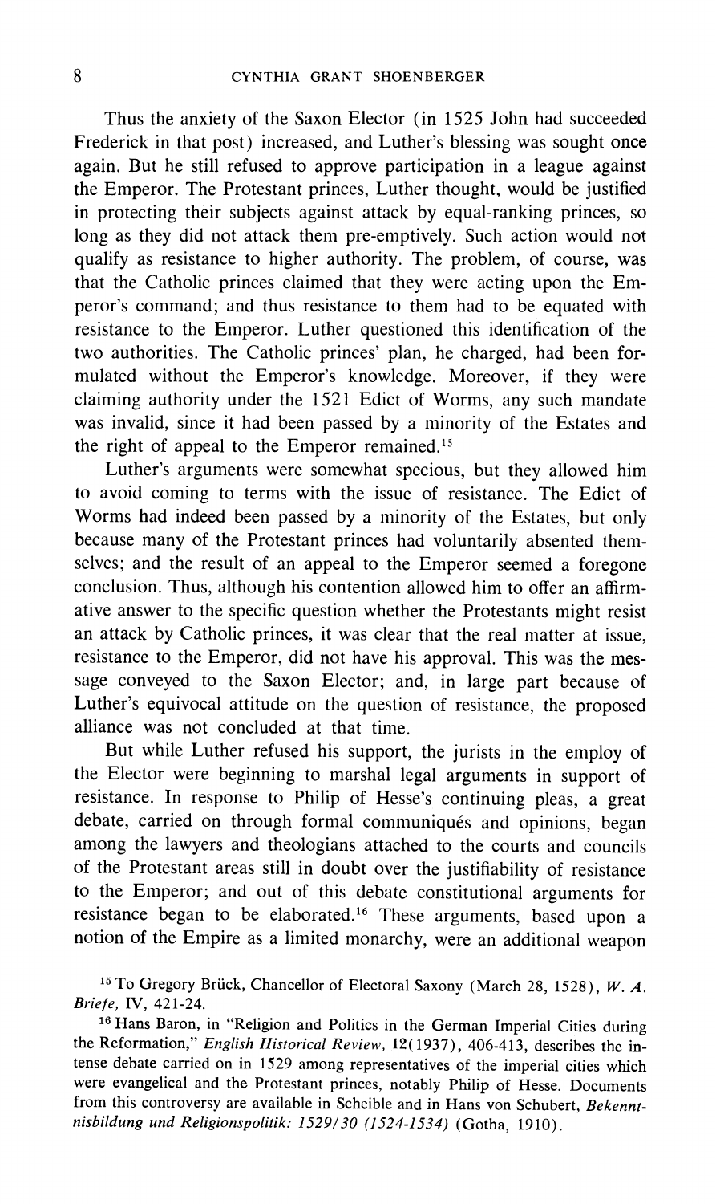Thus the anxiety of the Saxon Elector (in 1525 John had succeeded Frederick in that post) increased, and Luther's blessing was sought once again. But he still refused to approve participation in a league against the Emperor. The Protestant princes, Luther thought, would be justified in protecting their subjects against attack by equal-ranking princes, so long as they did not attack them pre-emptively. Such action would not qualify as resistance to higher authority. The problem, of course, was that the Catholic princes claimed that they were acting upon the Emperor's command; and thus resistance to them had to be equated with resistance to the Emperor. Luther questioned this identification of the two authorities. The Catholic princes' plan, he charged, had been formulated without the Emperor's knowledge. Moreover, if they were claiming authority under the 1521 Edict of Worms, any such mandate was invalid, since it had been passed by a minority of the Estates and the right of appeal to the Emperor remained.[15]

Luther's arguments were somewhat specious, but they allowed him to avoid coming to terms with the issue of resistance. The Edict of Worms had indeed been passed by a minority of the Estates, but only because many of the Protestant princes had voluntarily absented themselves; and the result of an appeal to the Emperor seemed a foregone conclusion. Thus, although his contention allowed him to offer an affirmative answer to the specific question whether the Protestants might resist an attack by Catholic princes, it was clear that the real matter at issue, resistance to the Emperor, did not have his approval. This was the message conveyed to the Saxon Elector; and, in large part because of Luther's equivocal attitude on the question of resistance, the proposed alliance was not concluded at that time.

But while Luther refused his support, the jurists in the employ of the Elector were beginning to marshal legal arguments in support of resistance. In response to Philip of Hesse's continuing pleas, a great debate, carried on through formal communiqués and opinions, began among the lawyers and theologians attached to the courts and councils of the Protestant areas still in doubt over the justifiability of resistance to the Emperor; and out of this debate constitutional arguments for resistance began to be elaborated.[16] These arguments, based upon a notion of the Empire as a limited monarchy, were an additional weapon

[15] To Gregory Brück, Chancellor of Electoral Saxony (March 28, 1528), *W. A. Briefe*, IV, 421-24.

[16] Hans Baron, in "Religion and Politics in the German Imperial Cities during the Reformation," *English Historical Review*, 12(1937), 406-413, describes the intense debate carried on in 1529 among representatives of the imperial cities which were evangelical and the Protestant princes, notably Philip of Hesse. Documents from this controversy are available in Scheible and in Hans von Schubert, *Bekenntnisbildung und Religionspolitik: 1529/30 (1524-1534)* (Gotha, 1910).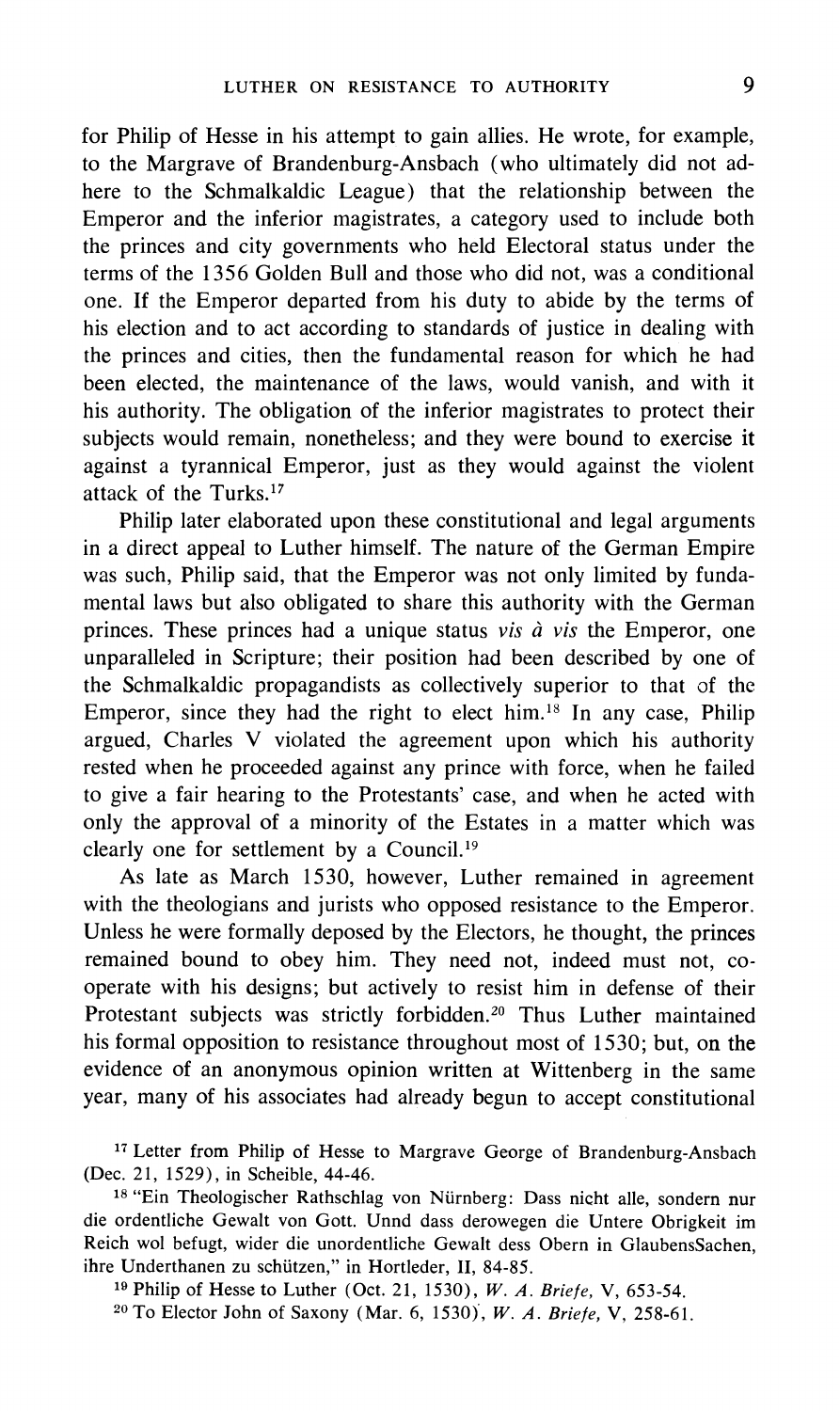for Philip of Hesse in his attempt to gain allies. He wrote, for example, to the Margrave of Brandenburg-Ansbach (who ultimately did not adhere to the Schmalkaldic League) that the relationship between the Emperor and the inferior magistrates, a category used to include both the princes and city governments who held Electoral status under the terms of the 1356 Golden Bull and those who did not, was a conditional one. If the Emperor departed from his duty to abide by the terms of his election and to act according to standards of justice in dealing with the princes and cities, then the fundamental reason for which he had been elected, the maintenance of the laws, would vanish, and with it his authority. The obligation of the inferior magistrates to protect their subjects would remain, nonetheless; and they were bound to exercise it against a tyrannical Emperor, just as they would against the violent attack of the Turks.[17]

Philip later elaborated upon these constitutional and legal arguments in a direct appeal to Luther himself. The nature of the German Empire was such, Philip said, that the Emperor was not only limited by fundamental laws but also obligated to share this authority with the German princes. These princes had a unique status *vis à vis* the Emperor, one unparalleled in Scripture; their position had been described by one of the Schmalkaldic propagandists as collectively superior to that of the Emperor, since they had the right to elect him.[18] In any case, Philip argued, Charles V violated the agreement upon which his authority rested when he proceeded against any prince with force, when he failed to give a fair hearing to the Protestants' case, and when he acted with only the approval of a minority of the Estates in a matter which was clearly one for settlement by a Council.[19]

As late as March 1530, however, Luther remained in agreement with the theologians and jurists who opposed resistance to the Emperor. Unless he were formally deposed by the Electors, he thought, the princes remained bound to obey him. They need not, indeed must not, cooperate with his designs; but actively to resist him in defense of their Protestant subjects was strictly forbidden.[20] Thus Luther maintained his formal opposition to resistance throughout most of 1530; but, on the evidence of an anonymous opinion written at Wittenberg in the same year, many of his associates had already begun to accept constitutional

---

[17] Letter from Philip of Hesse to Margrave George of Brandenburg-Ansbach (Dec. 21, 1529), in Scheible, 44-46.

[18] "Ein Theologischer Rathschlag von Nürnberg: Dass nicht alle, sondern nur die ordentliche Gewalt von Gott. Unnd dass derowegen die Untere Obrigkeit im Reich wol befugt, wider die unordentliche Gewalt dess Obern in GlaubensSachen, ihre Underthanen zu schützen," in Hortleder, II, 84-85.

[19] Philip of Hesse to Luther (Oct. 21, 1530), *W. A. Briefe,* V, 653-54.

[20] To Elector John of Saxony (Mar. 6, 1530), *W. A. Briefe,* V, 258-61.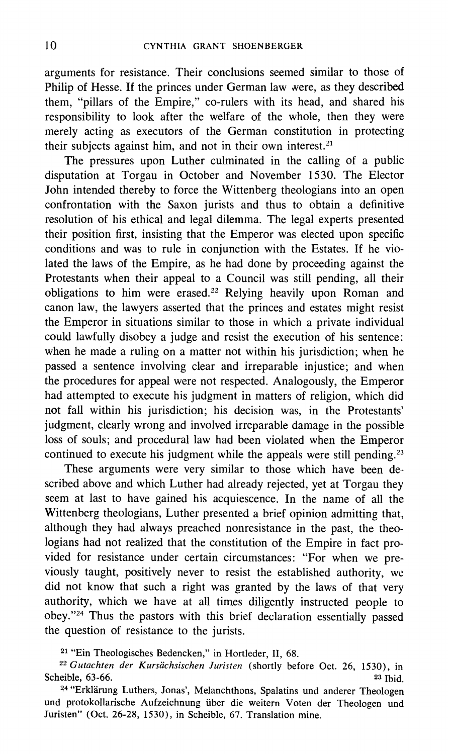arguments for resistance. Their conclusions seemed similar to those of Philip of Hesse. If the princes under German law were, as they described them, "pillars of the Empire," co-rulers with its head, and shared his responsibility to look after the welfare of the whole, then they were merely acting as executors of the German constitution in protecting their subjects against him, and not in their own interest.[21]

The pressures upon Luther culminated in the calling of a public disputation at Torgau in October and November 1530. The Elector John intended thereby to force the Wittenberg theologians into an open confrontation with the Saxon jurists and thus to obtain a definitive resolution of his ethical and legal dilemma. The legal experts presented their position first, insisting that the Emperor was elected upon specific conditions and was to rule in conjunction with the Estates. If he violated the laws of the Empire, as he had done by proceeding against the Protestants when their appeal to a Council was still pending, all their obligations to him were erased.[22] Relying heavily upon Roman and canon law, the lawyers asserted that the princes and estates might resist the Emperor in situations similar to those in which a private individual could lawfully disobey a judge and resist the execution of his sentence: when he made a ruling on a matter not within his jurisdiction; when he passed a sentence involving clear and irreparable injustice; and when the procedures for appeal were not respected. Analogously, the Emperor had attempted to execute his judgment in matters of religion, which did not fall within his jurisdiction; his decision was, in the Protestants' judgment, clearly wrong and involved irreparable damage in the possible loss of souls; and procedural law had been violated when the Emperor continued to execute his judgment while the appeals were still pending.[23]

These arguments were very similar to those which have been described above and which Luther had already rejected, yet at Torgau they seem at last to have gained his acquiescence. In the name of all the Wittenberg theologians, Luther presented a brief opinion admitting that, although they had always preached nonresistance in the past, the theologians had not realized that the constitution of the Empire in fact provided for resistance under certain circumstances: "For when we previously taught, positively never to resist the established authority, we did not know that such a right was granted by the laws of that very authority, which we have at all times diligently instructed people to obey."[24] Thus the pastors with this brief declaration essentially passed the question of resistance to the jurists.

[21] "Ein Theologisches Bedencken," in Hortleder, II, 68.

[22] *Gutachten der Kursächsischen Juristen* (shortly before Oct. 26, 1530), in Scheible, 63-66.

[23] Ibid.

[24] "Erklärung Luthers, Jonas', Melanchthons, Spalatins und anderer Theologen und protokollarische Aufzeichnung über die weitern Voten der Theologen und Juristen" (Oct. 26-28, 1530), in Scheible, 67. Translation mine.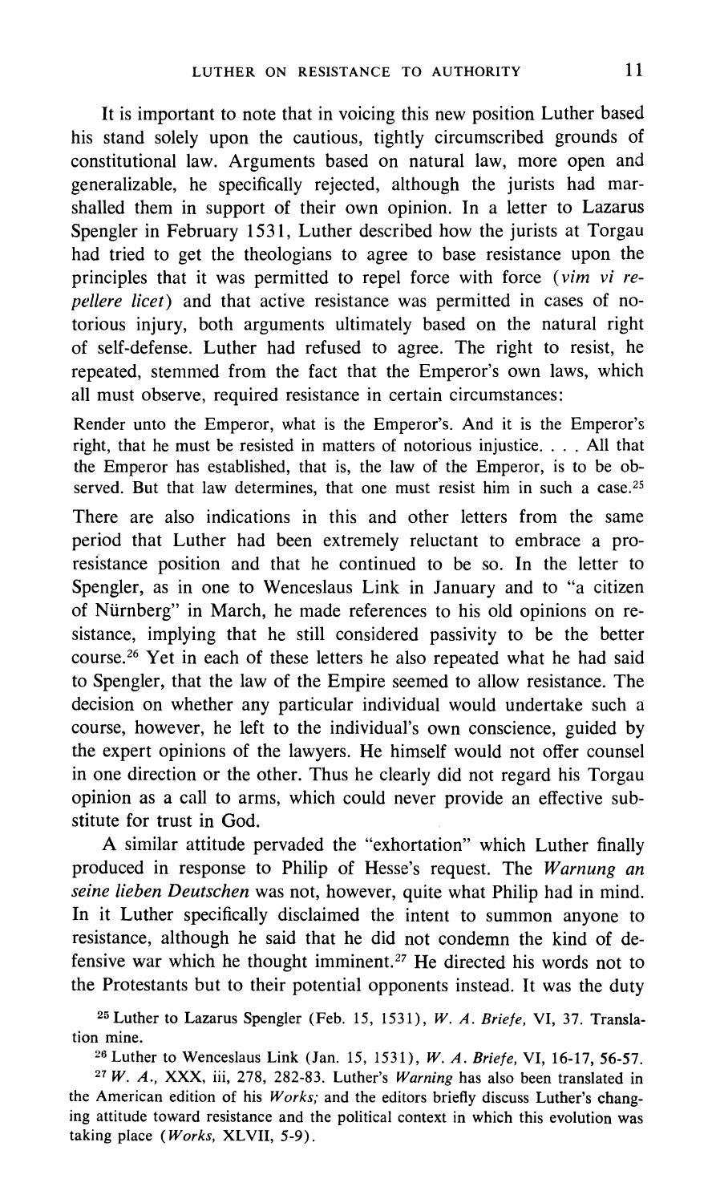It is important to note that in voicing this new position Luther based his stand solely upon the cautious, tightly circumscribed grounds of constitutional law. Arguments based on natural law, more open and generalizable, he specifically rejected, although the jurists had marshalled them in support of their own opinion. In a letter to Lazarus Spengler in February 1531, Luther described how the jurists at Torgau had tried to get the theologians to agree to base resistance upon the principles that it was permitted to repel force with force (*vim vi repellere licet*) and that active resistance was permitted in cases of notorious injury, both arguments ultimately based on the natural right of self-defense. Luther had refused to agree. The right to resist, he repeated, stemmed from the fact that the Emperor's own laws, which all must observe, required resistance in certain circumstances:

> Render unto the Emperor, what is the Emperor's. And it is the Emperor's right, that he must be resisted in matters of notorious injustice. . . . All that the Emperor has established, that is, the law of the Emperor, is to be observed. But that law determines, that one must resist him in such a case.[25]

There are also indications in this and other letters from the same period that Luther had been extremely reluctant to embrace a pro-resistance position and that he continued to be so. In the letter to Spengler, as in one to Wenceslaus Link in January and to "a citizen of Nürnberg" in March, he made references to his old opinions on resistance, implying that he still considered passivity to be the better course.[26] Yet in each of these letters he also repeated what he had said to Spengler, that the law of the Empire seemed to allow resistance. The decision on whether any particular individual would undertake such a course, however, he left to the individual's own conscience, guided by the expert opinions of the lawyers. He himself would not offer counsel in one direction or the other. Thus he clearly did not regard his Torgau opinion as a call to arms, which could never provide an effective substitute for trust in God.

A similar attitude pervaded the "exhortation" which Luther finally produced in response to Philip of Hesse's request. The *Warnung an seine lieben Deutschen* was not, however, quite what Philip had in mind. In it Luther specifically disclaimed the intent to summon anyone to resistance, although he said that he did not condemn the kind of defensive war which he thought imminent.[27] He directed his words not to the Protestants but to their potential opponents instead. It was the duty

[25] Luther to Lazarus Spengler (Feb. 15, 1531), *W. A. Briefe*, VI, 37. Translation mine.

[26] Luther to Wenceslaus Link (Jan. 15, 1531), *W. A. Briefe*, VI, 16-17, 56-57.

[27] *W. A.*, XXX, iii, 278, 282-83. Luther's *Warning* has also been translated in the American edition of his *Works;* and the editors briefly discuss Luther's changing attitude toward resistance and the political context in which this evolution was taking place (*Works*, XLVII, 5-9).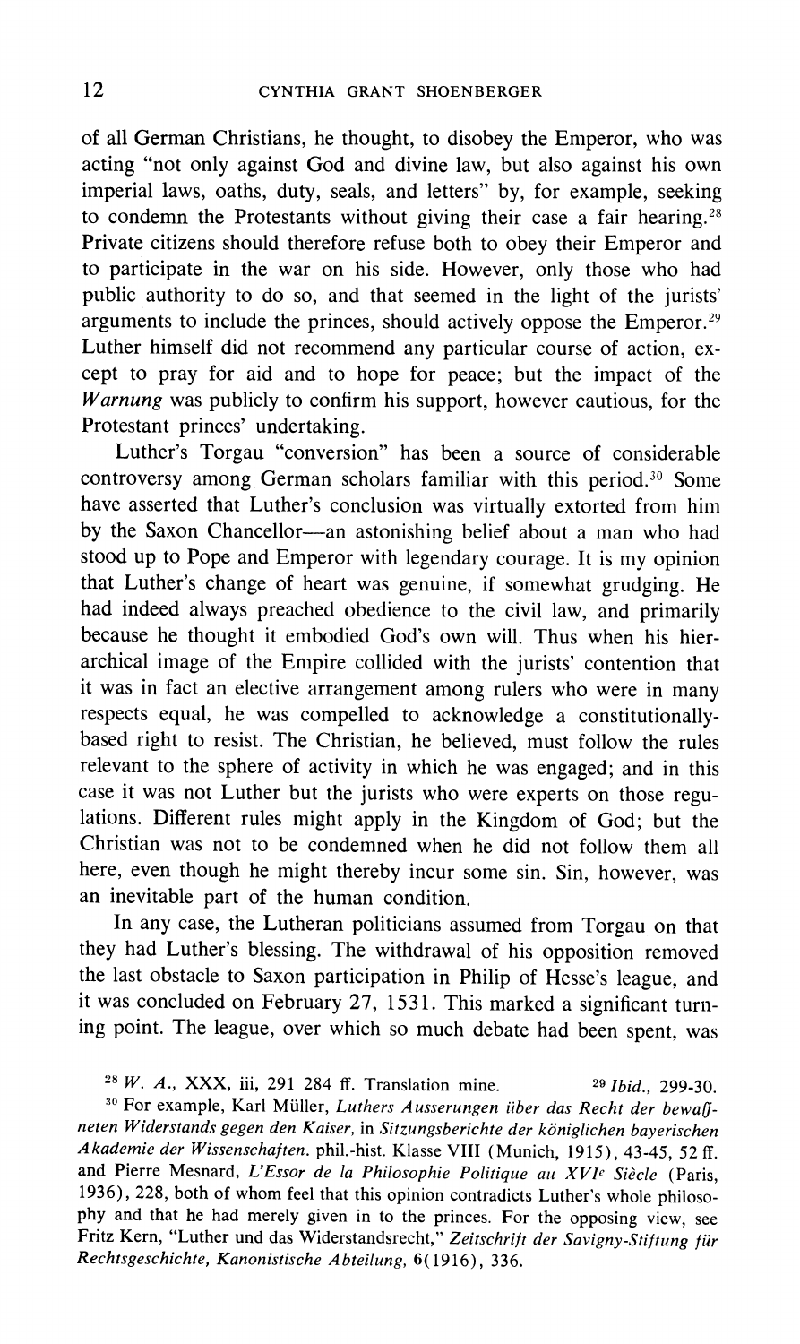of all German Christians, he thought, to disobey the Emperor, who was acting "not only against God and divine law, but also against his own imperial laws, oaths, duty, seals, and letters" by, for example, seeking to condemn the Protestants without giving their case a fair hearing.[28] Private citizens should therefore refuse both to obey their Emperor and to participate in the war on his side. However, only those who had public authority to do so, and that seemed in the light of the jurists' arguments to include the princes, should actively oppose the Emperor.[29] Luther himself did not recommend any particular course of action, except to pray for aid and to hope for peace; but the impact of the *Warnung* was publicly to confirm his support, however cautious, for the Protestant princes' undertaking.

Luther's Torgau "conversion" has been a source of considerable controversy among German scholars familiar with this period.[30] Some have asserted that Luther's conclusion was virtually extorted from him by the Saxon Chancellor—an astonishing belief about a man who had stood up to Pope and Emperor with legendary courage. It is my opinion that Luther's change of heart was genuine, if somewhat grudging. He had indeed always preached obedience to the civil law, and primarily because he thought it embodied God's own will. Thus when his hierarchical image of the Empire collided with the jurists' contention that it was in fact an elective arrangement among rulers who were in many respects equal, he was compelled to acknowledge a constitutionally-based right to resist. The Christian, he believed, must follow the rules relevant to the sphere of activity in which he was engaged; and in this case it was not Luther but the jurists who were experts on those regulations. Different rules might apply in the Kingdom of God; but the Christian was not to be condemned when he did not follow them all here, even though he might thereby incur some sin. Sin, however, was an inevitable part of the human condition.

In any case, the Lutheran politicians assumed from Torgau on that they had Luther's blessing. The withdrawal of his opposition removed the last obstacle to Saxon participation in Philip of Hesse's league, and it was concluded on February 27, 1531. This marked a significant turning point. The league, over which so much debate had been spent, was

---

[28] *W. A.*, XXX, iii, 291 284 ff. Translation mine. [29] *Ibid.*, 299-30.

[30] For example, Karl Müller, *Luthers Ausserungen über das Recht der bewaffneten Widerstands gegen den Kaiser*, in *Sitzungsberichte der königlichen bayerischen Akademie der Wissenschaften*. phil.-hist. Klasse VIII (Munich, 1915), 43-45, 52 ff. and Pierre Mesnard, *L'Essor de la Philosophie Politique au XVI[e] Siècle* (Paris, 1936), 228, both of whom feel that this opinion contradicts Luther's whole philosophy and that he had merely given in to the princes. For the opposing view, see Fritz Kern, "Luther und das Widerstandsrecht," *Zeitschrift der Savigny-Stiftung für Rechtsgeschichte, Kanonistische Abteilung*, 6(1916), 336.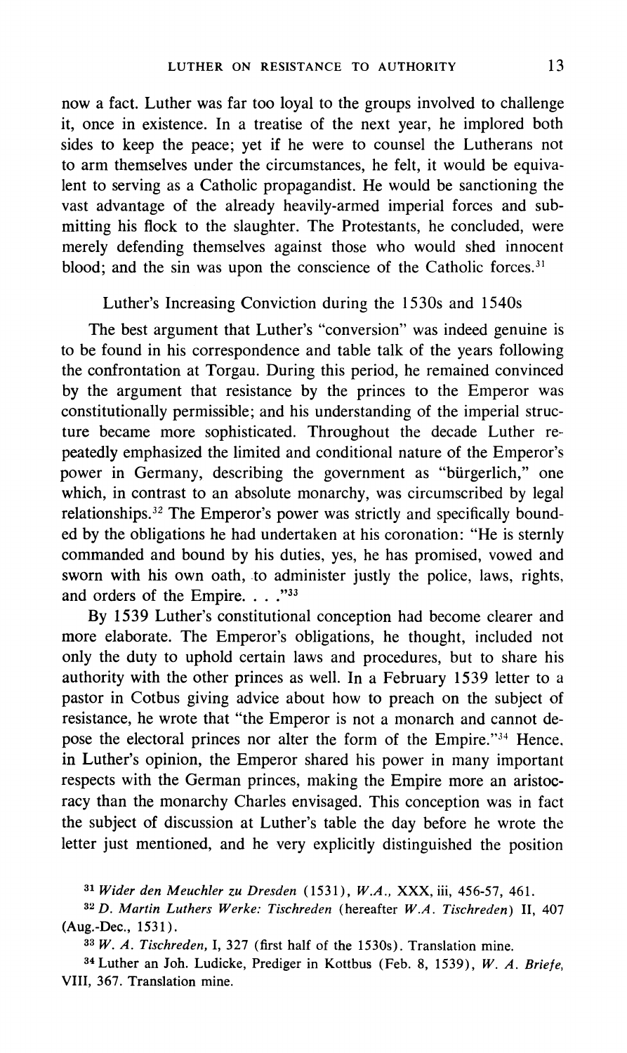now a fact. Luther was far too loyal to the groups involved to challenge it, once in existence. In a treatise of the next year, he implored both sides to keep the peace; yet if he were to counsel the Lutherans not to arm themselves under the circumstances, he felt, it would be equivalent to serving as a Catholic propagandist. He would be sanctioning the vast advantage of the already heavily-armed imperial forces and submitting his flock to the slaughter. The Protestants, he concluded, were merely defending themselves against those who would shed innocent blood; and the sin was upon the conscience of the Catholic forces.[31]

## Luther's Increasing Conviction during the 1530s and 1540s

The best argument that Luther's "conversion" was indeed genuine is to be found in his correspondence and table talk of the years following the confrontation at Torgau. During this period, he remained convinced by the argument that resistance by the princes to the Emperor was constitutionally permissible; and his understanding of the imperial structure became more sophisticated. Throughout the decade Luther repeatedly emphasized the limited and conditional nature of the Emperor's power in Germany, describing the government as "bürgerlich," one which, in contrast to an absolute monarchy, was circumscribed by legal relationships.[32] The Emperor's power was strictly and specifically bounded by the obligations he had undertaken at his coronation: "He is sternly commanded and bound by his duties, yes, he has promised, vowed and sworn with his own oath, to administer justly the police, laws, rights, and orders of the Empire. . . ."[33]

By 1539 Luther's constitutional conception had become clearer and more elaborate. The Emperor's obligations, he thought, included not only the duty to uphold certain laws and procedures, but to share his authority with the other princes as well. In a February 1539 letter to a pastor in Cotbus giving advice about how to preach on the subject of resistance, he wrote that "the Emperor is not a monarch and cannot depose the electoral princes nor alter the form of the Empire."[34] Hence, in Luther's opinion, the Emperor shared his power in many important respects with the German princes, making the Empire more an aristocracy than the monarchy Charles envisaged. This conception was in fact the subject of discussion at Luther's table the day before he wrote the letter just mentioned, and he very explicitly distinguished the position

[31] *Wider den Meuchler zu Dresden* (1531), *W.A.*, XXX, iii, 456-57, 461.

[32] *D. Martin Luthers Werke: Tischreden* (hereafter *W.A. Tischreden*) II, 407 (Aug.-Dec., 1531).

[33] *W. A. Tischreden*, I, 327 (first half of the 1530s). Translation mine.

[34] Luther an Joh. Ludicke, Prediger in Kottbus (Feb. 8, 1539), *W. A. Briefe*, VIII, 367. Translation mine.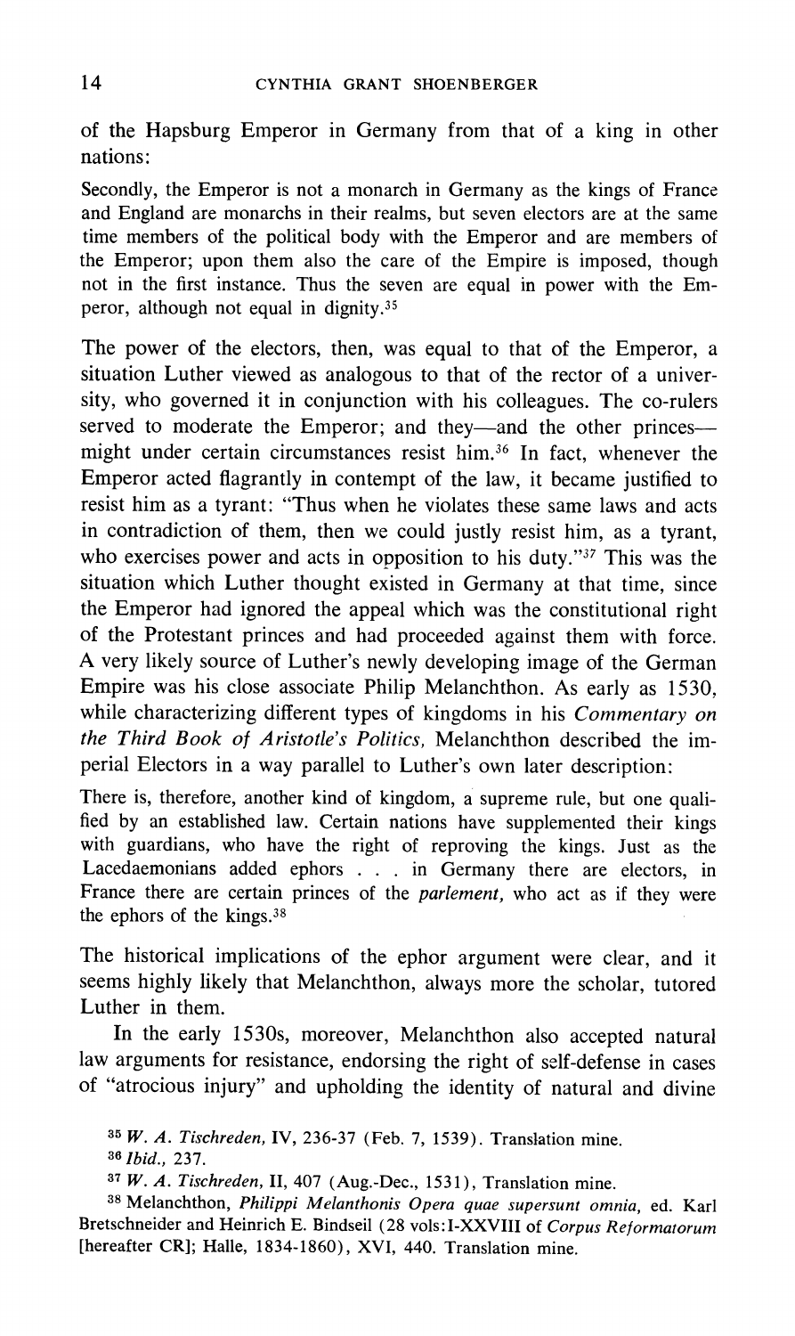of the Hapsburg Emperor in Germany from that of a king in other nations:

> Secondly, the Emperor is not a monarch in Germany as the kings of France and England are monarchs in their realms, but seven electors are at the same time members of the political body with the Emperor and are members of the Emperor; upon them also the care of the Empire is imposed, though not in the first instance. Thus the seven are equal in power with the Emperor, although not equal in dignity.[35]

The power of the electors, then, was equal to that of the Emperor, a situation Luther viewed as analogous to that of the rector of a university, who governed it in conjunction with his colleagues. The co-rulers served to moderate the Emperor; and they—and the other princes—might under certain circumstances resist him.[36] In fact, whenever the Emperor acted flagrantly in contempt of the law, it became justified to resist him as a tyrant: "Thus when he violates these same laws and acts in contradiction of them, then we could justly resist him, as a tyrant, who exercises power and acts in opposition to his duty."[37] This was the situation which Luther thought existed in Germany at that time, since the Emperor had ignored the appeal which was the constitutional right of the Protestant princes and had proceeded against them with force. A very likely source of Luther's newly developing image of the German Empire was his close associate Philip Melanchthon. As early as 1530, while characterizing different types of kingdoms in his *Commentary on the Third Book of Aristotle's Politics,* Melanchthon described the imperial Electors in a way parallel to Luther's own later description:

> There is, therefore, another kind of kingdom, a supreme rule, but one qualified by an established law. Certain nations have supplemented their kings with guardians, who have the right of reproving the kings. Just as the Lacedaemonians added ephors . . . in Germany there are electors, in France there are certain princes of the *parlement,* who act as if they were the ephors of the kings.[38]

The historical implications of the ephor argument were clear, and it seems highly likely that Melanchthon, always more the scholar, tutored Luther in them.

In the early 1530s, moreover, Melanchthon also accepted natural law arguments for resistance, endorsing the right of self-defense in cases of "atrocious injury" and upholding the identity of natural and divine

---

[35] *W. A. Tischreden,* IV, 236-37 (Feb. 7, 1539). Translation mine.

[36] *Ibid.,* 237.

[37] *W. A. Tischreden,* II, 407 (Aug.-Dec., 1531), Translation mine.

[38] Melanchthon, *Philippi Melanthonis Opera quae supersunt omnia,* ed. Karl Bretschneider and Heinrich E. Bindseil (28 vols: I-XXVIII of *Corpus Reformatorum* [hereafter CR]; Halle, 1834-1860), XVI, 440. Translation mine.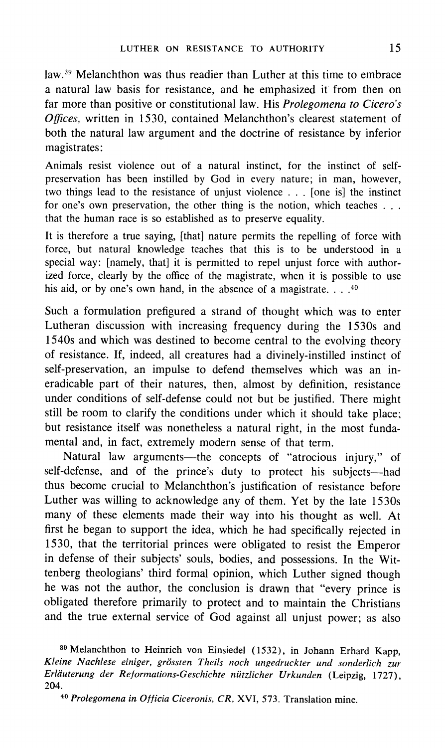law.[39] Melanchthon was thus readier than Luther at this time to embrace a natural law basis for resistance, and he emphasized it from then on far more than positive or constitutional law. His *Prolegomena to Cicero's Offices*, written in 1530, contained Melanchthon's clearest statement of both the natural law argument and the doctrine of resistance by inferior magistrates:

> Animals resist violence out of a natural instinct, for the instinct of self-preservation has been instilled by God in every nature; in man, however, two things lead to the resistance of unjust violence . . . [one is] the instinct for one's own preservation, the other thing is the notion, which teaches . . . that the human race is so established as to preserve equality.
>
> It is therefore a true saying, [that] nature permits the repelling of force with force, but natural knowledge teaches that this is to be understood in a special way: [namely, that] it is permitted to repel unjust force with authorized force, clearly by the office of the magistrate, when it is possible to use his aid, or by one's own hand, in the absence of a magistrate. . . .[40]

Such a formulation prefigured a strand of thought which was to enter Lutheran discussion with increasing frequency during the 1530s and 1540s and which was destined to become central to the evolving theory of resistance. If, indeed, all creatures had a divinely-instilled instinct of self-preservation, an impulse to defend themselves which was an ineradicable part of their natures, then, almost by definition, resistance under conditions of self-defense could not but be justified. There might still be room to clarify the conditions under which it should take place; but resistance itself was nonetheless a natural right, in the most fundamental and, in fact, extremely modern sense of that term.

Natural law arguments—the concepts of "atrocious injury," of self-defense, and of the prince's duty to protect his subjects—had thus become crucial to Melanchthon's justification of resistance before Luther was willing to acknowledge any of them. Yet by the late 1530s many of these elements made their way into his thought as well. At first he began to support the idea, which he had specifically rejected in 1530, that the territorial princes were obligated to resist the Emperor in defense of their subjects' souls, bodies, and possessions. In the Wittenberg theologians' third formal opinion, which Luther signed though he was not the author, the conclusion is drawn that "every prince is obligated therefore primarily to protect and to maintain the Christians and the true external service of God against all unjust power; as also

---

[39] Melanchthon to Heinrich von Einsiedel (1532), in Johann Erhard Kapp, *Kleine Nachlese einiger, grössten Theils noch ungedruckter und sonderlich zur Erläuterung der Reformations-Geschichte nützlicher Urkunden* (Leipzig, 1727), 204.

[40] *Prolegomena in Officia Ciceronis*, *CR*, XVI, 573. Translation mine.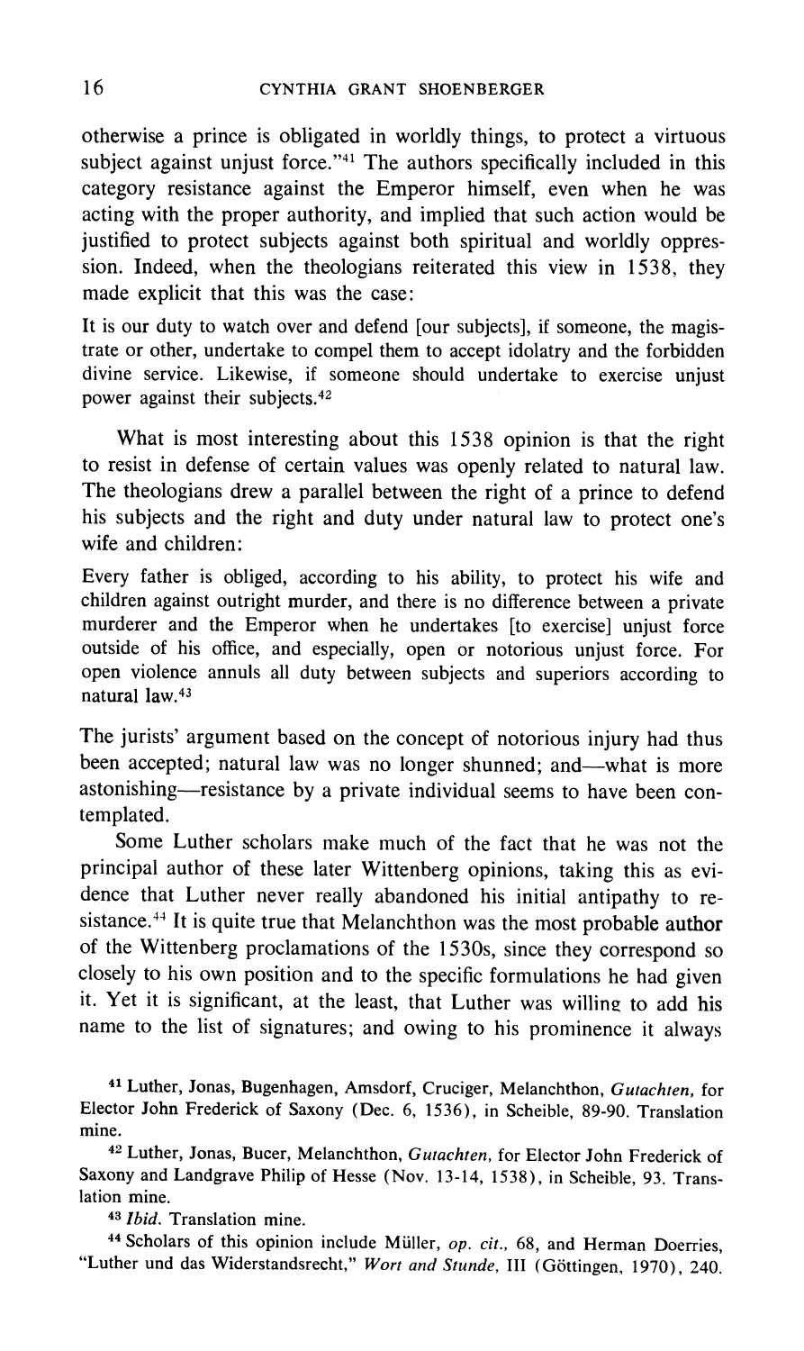otherwise a prince is obligated in worldly things, to protect a virtuous subject against unjust force."[41] The authors specifically included in this category resistance against the Emperor himself, even when he was acting with the proper authority, and implied that such action would be justified to protect subjects against both spiritual and worldly oppression. Indeed, when the theologians reiterated this view in 1538, they made explicit that this was the case:

> It is our duty to watch over and defend [our subjects], if someone, the magistrate or other, undertake to compel them to accept idolatry and the forbidden divine service. Likewise, if someone should undertake to exercise unjust power against their subjects.[42]

What is most interesting about this 1538 opinion is that the right to resist in defense of certain values was openly related to natural law. The theologians drew a parallel between the right of a prince to defend his subjects and the right and duty under natural law to protect one's wife and children:

> Every father is obliged, according to his ability, to protect his wife and children against outright murder, and there is no difference between a private murderer and the Emperor when he undertakes [to exercise] unjust force outside of his office, and especially, open or notorious unjust force. For open violence annuls all duty between subjects and superiors according to natural law.[43]

The jurists' argument based on the concept of notorious injury had thus been accepted; natural law was no longer shunned; and—what is more astonishing—resistance by a private individual seems to have been contemplated.

Some Luther scholars make much of the fact that he was not the principal author of these later Wittenberg opinions, taking this as evidence that Luther never really abandoned his initial antipathy to resistance.[44] It is quite true that Melanchthon was the most probable author of the Wittenberg proclamations of the 1530s, since they correspond so closely to his own position and to the specific formulations he had given it. Yet it is significant, at the least, that Luther was willing to add his name to the list of signatures; and owing to his prominence it always

---

[41] Luther, Jonas, Bugenhagen, Amsdorf, Cruciger, Melanchthon, *Gutachten*, for Elector John Frederick of Saxony (Dec. 6, 1536), in Scheible, 89-90. Translation mine.

[42] Luther, Jonas, Bucer, Melanchthon, *Gutachten*, for Elector John Frederick of Saxony and Landgrave Philip of Hesse (Nov. 13-14, 1538), in Scheible, 93. Translation mine.

[43] *Ibid.* Translation mine.

[44] Scholars of this opinion include Müller, *op. cit.*, 68, and Herman Doerries, "Luther und das Widerstandsrecht," *Wort and Stunde*, III (Göttingen, 1970), 240.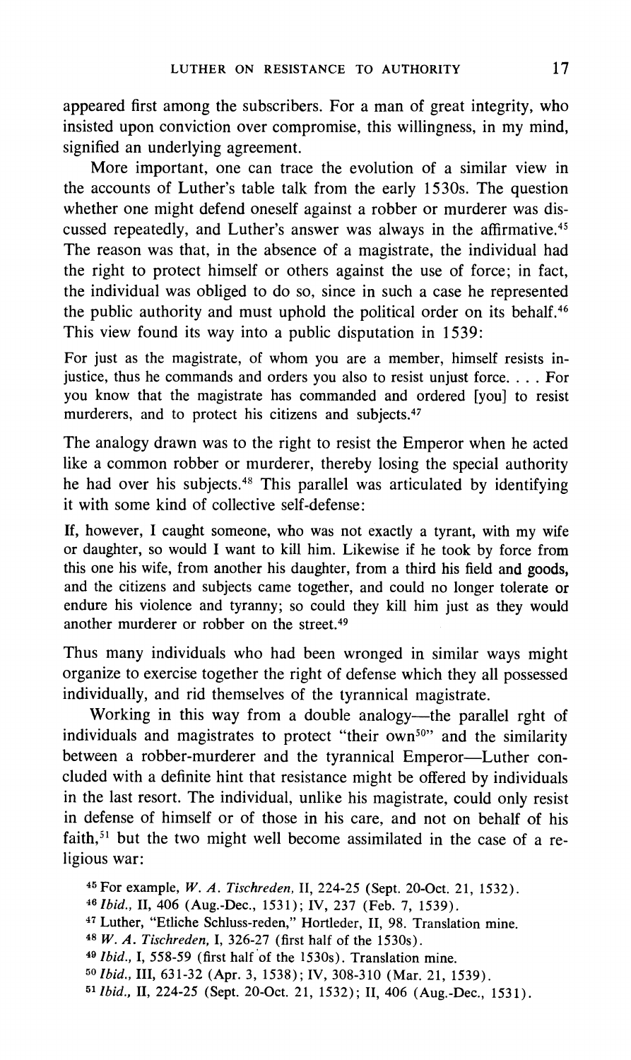appeared first among the subscribers. For a man of great integrity, who insisted upon conviction over compromise, this willingness, in my mind, signified an underlying agreement.

More important, one can trace the evolution of a similar view in the accounts of Luther's table talk from the early 1530s. The question whether one might defend oneself against a robber or murderer was discussed repeatedly, and Luther's answer was always in the affirmative.[45] The reason was that, in the absence of a magistrate, the individual had the right to protect himself or others against the use of force; in fact, the individual was obliged to do so, since in such a case he represented the public authority and must uphold the political order on its behalf.[46] This view found its way into a public disputation in 1539:

> For just as the magistrate, of whom you are a member, himself resists injustice, thus he commands and orders you also to resist unjust force. . . . For you know that the magistrate has commanded and ordered [you] to resist murderers, and to protect his citizens and subjects.[47]

The analogy drawn was to the right to resist the Emperor when he acted like a common robber or murderer, thereby losing the special authority he had over his subjects.[48] This parallel was articulated by identifying it with some kind of collective self-defense:

> If, however, I caught someone, who was not exactly a tyrant, with my wife or daughter, so would I want to kill him. Likewise if he took by force from this one his wife, from another his daughter, from a third his field and goods, and the citizens and subjects came together, and could no longer tolerate or endure his violence and tyranny; so could they kill him just as they would another murderer or robber on the street.[49]

Thus many individuals who had been wronged in similar ways might organize to exercise together the right of defense which they all possessed individually, and rid themselves of the tyrannical magistrate.

Working in this way from a double analogy—the parallel rght of individuals and magistrates to protect "their own[50]" and the similarity between a robber-murderer and the tyrannical Emperor—Luther concluded with a definite hint that resistance might be offered by individuals in the last resort. The individual, unlike his magistrate, could only resist in defense of himself or of those in his care, and not on behalf of his faith,[51] but the two might well become assimilated in the case of a religious war:

---

[45] For example, *W. A. Tischreden*, II, 224-25 (Sept. 20-Oct. 21, 1532).

[46] *Ibid.*, II, 406 (Aug.-Dec., 1531); IV, 237 (Feb. 7, 1539).

[47] Luther, "Etliche Schluss-reden," Hortleder, II, 98. Translation mine.

[48] *W. A. Tischreden*, I, 326-27 (first half of the 1530s).

[49] *Ibid.*, I, 558-59 (first half of the 1530s). Translation mine.

[50] *Ibid.*, III, 631-32 (Apr. 3, 1538); IV, 308-310 (Mar. 21, 1539).

[51] *Ibid.*, II, 224-25 (Sept. 20-Oct. 21, 1532); II, 406 (Aug.-Dec., 1531).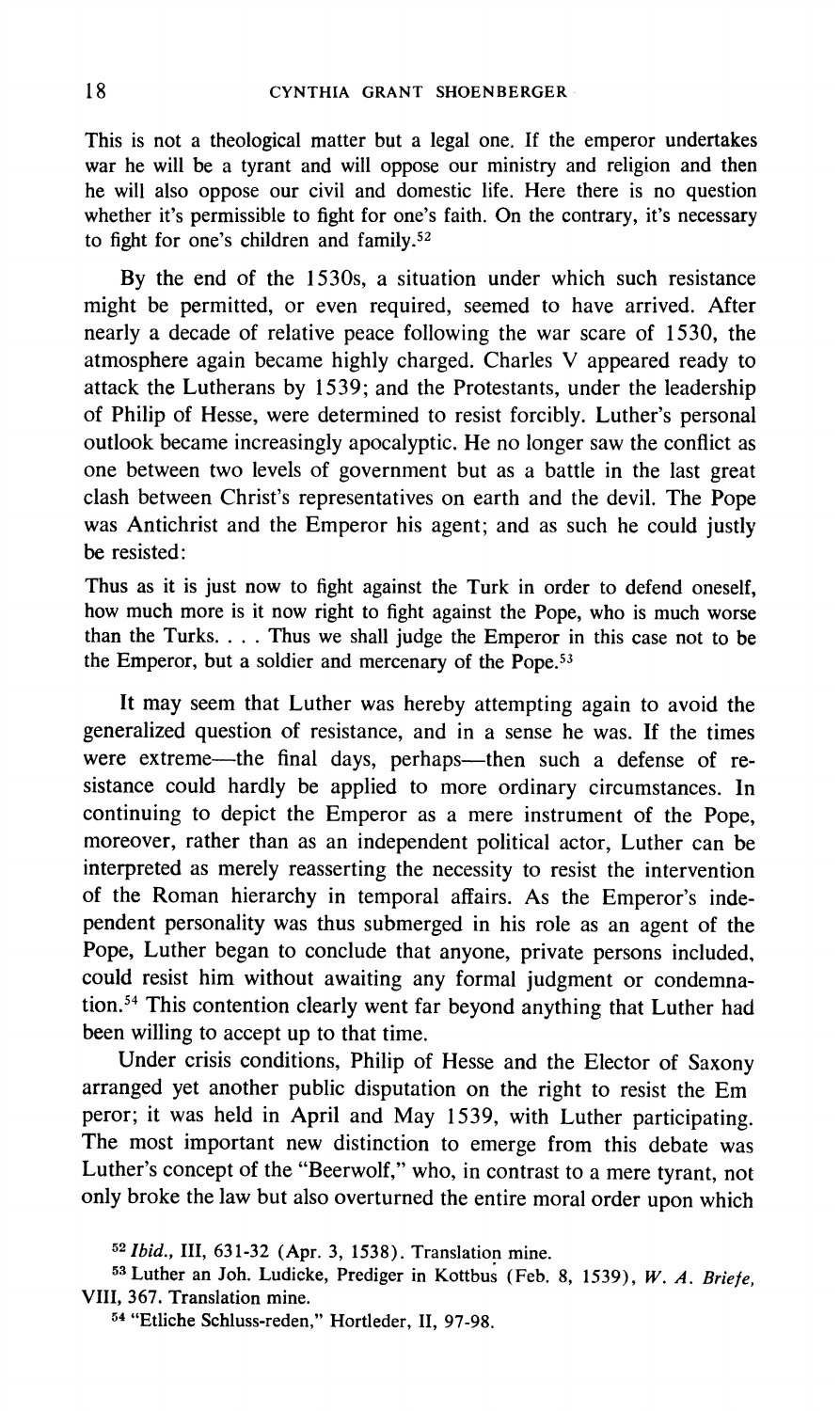This is not a theological matter but a legal one. If the emperor undertakes war he will be a tyrant and will oppose our ministry and religion and then he will also oppose our civil and domestic life. Here there is no question whether it's permissible to fight for one's faith. On the contrary, it's necessary to fight for one's children and family.[52]

By the end of the 1530s, a situation under which such resistance might be permitted, or even required, seemed to have arrived. After nearly a decade of relative peace following the war scare of 1530, the atmosphere again became highly charged. Charles V appeared ready to attack the Lutherans by 1539; and the Protestants, under the leadership of Philip of Hesse, were determined to resist forcibly. Luther's personal outlook became increasingly apocalyptic. He no longer saw the conflict as one between two levels of government but as a battle in the last great clash between Christ's representatives on earth and the devil. The Pope was Antichrist and the Emperor his agent; and as such he could justly be resisted:

Thus as it is just now to fight against the Turk in order to defend oneself, how much more is it now right to fight against the Pope, who is much worse than the Turks. . . . Thus we shall judge the Emperor in this case not to be the Emperor, but a soldier and mercenary of the Pope.[53]

It may seem that Luther was hereby attempting again to avoid the generalized question of resistance, and in a sense he was. If the times were extreme—the final days, perhaps—then such a defense of resistance could hardly be applied to more ordinary circumstances. In continuing to depict the Emperor as a mere instrument of the Pope, moreover, rather than as an independent political actor, Luther can be interpreted as merely reasserting the necessity to resist the intervention of the Roman hierarchy in temporal affairs. As the Emperor's independent personality was thus submerged in his role as an agent of the Pope, Luther began to conclude that anyone, private persons included, could resist him without awaiting any formal judgment or condemnation.[54] This contention clearly went far beyond anything that Luther had been willing to accept up to that time.

Under crisis conditions, Philip of Hesse and the Elector of Saxony arranged yet another public disputation on the right to resist the Emperor; it was held in April and May 1539, with Luther participating. The most important new distinction to emerge from this debate was Luther's concept of the "Beerwolf," who, in contrast to a mere tyrant, not only broke the law but also overturned the entire moral order upon which

[52] *Ibid.*, III, 631-32 (Apr. 3, 1538). Translation mine.

[53] Luther an Joh. Ludicke, Prediger in Kottbus (Feb. 8, 1539), *W. A. Briefe*, VIII, 367. Translation mine.

[54] "Etliche Schluss-reden," Hortleder, II, 97-98.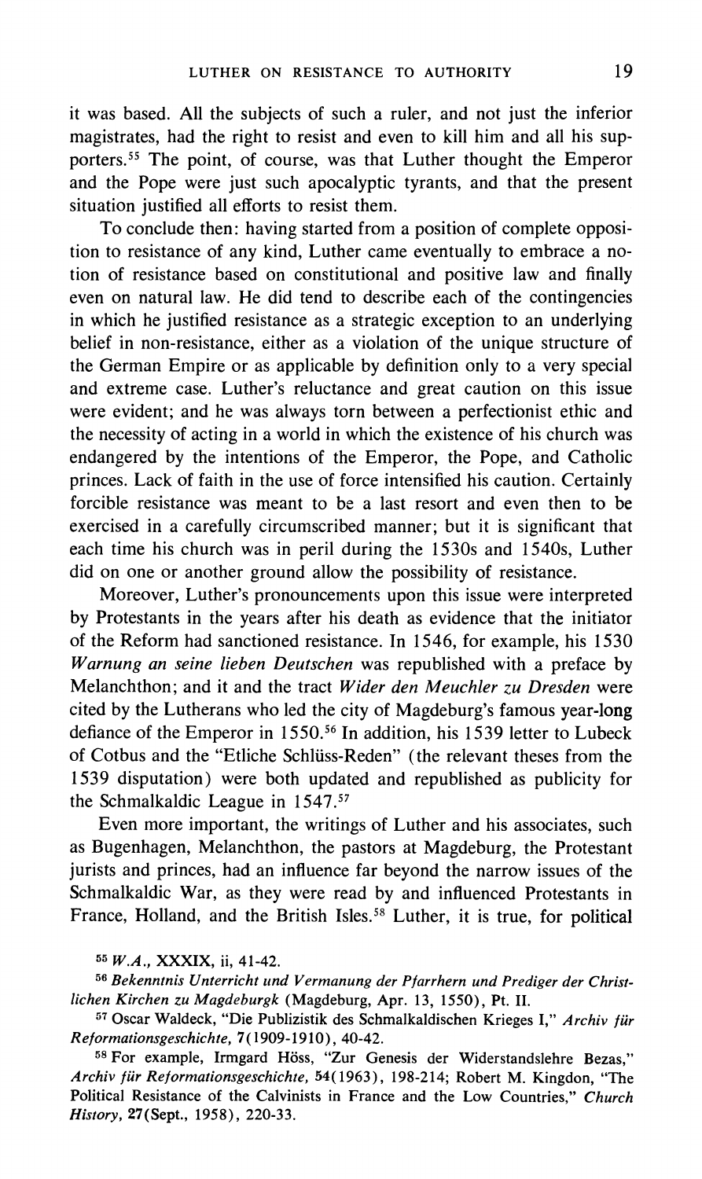it was based. All the subjects of such a ruler, and not just the inferior magistrates, had the right to resist and even to kill him and all his supporters.[55] The point, of course, was that Luther thought the Emperor and the Pope were just such apocalyptic tyrants, and that the present situation justified all efforts to resist them.

To conclude then: having started from a position of complete opposition to resistance of any kind, Luther came eventually to embrace a notion of resistance based on constitutional and positive law and finally even on natural law. He did tend to describe each of the contingencies in which he justified resistance as a strategic exception to an underlying belief in non-resistance, either as a violation of the unique structure of the German Empire or as applicable by definition only to a very special and extreme case. Luther's reluctance and great caution on this issue were evident; and he was always torn between a perfectionist ethic and the necessity of acting in a world in which the existence of his church was endangered by the intentions of the Emperor, the Pope, and Catholic princes. Lack of faith in the use of force intensified his caution. Certainly forcible resistance was meant to be a last resort and even then to be exercised in a carefully circumscribed manner; but it is significant that each time his church was in peril during the 1530s and 1540s, Luther did on one or another ground allow the possibility of resistance.

Moreover, Luther's pronouncements upon this issue were interpreted by Protestants in the years after his death as evidence that the initiator of the Reform had sanctioned resistance. In 1546, for example, his 1530 *Warnung an seine lieben Deutschen* was republished with a preface by Melanchthon; and it and the tract *Wider den Meuchler zu Dresden* were cited by the Lutherans who led the city of Magdeburg's famous year-long defiance of the Emperor in 1550.[56] In addition, his 1539 letter to Lubeck of Cotbus and the "Etliche Schlüss-Reden" (the relevant theses from the 1539 disputation) were both updated and republished as publicity for the Schmalkaldic League in 1547.[57]

Even more important, the writings of Luther and his associates, such as Bugenhagen, Melanchthon, the pastors at Magdeburg, the Protestant jurists and princes, had an influence far beyond the narrow issues of the Schmalkaldic War, as they were read by and influenced Protestants in France, Holland, and the British Isles.[58] Luther, it is true, for political

---

[55] *W.A.*, XXXIX, ii, 41-42.

[56] *Bekenntnis Unterricht und Vermanung der Pfarrhern und Prediger der Christlichen Kirchen zu Magdeburgk* (Magdeburg, Apr. 13, 1550), Pt. II.

[57] Oscar Waldeck, "Die Publizistik des Schmalkaldischen Krieges I," *Archiv für Reformationsgeschichte*, 7(1909-1910), 40-42.

[58] For example, Irmgard Höss, "Zur Genesis der Widerstandslehre Bezas," *Archiv für Reformationsgeschichte*, 54(1963), 198-214; Robert M. Kingdon, "The Political Resistance of the Calvinists in France and the Low Countries," *Church History*, 27(Sept., 1958), 220-33.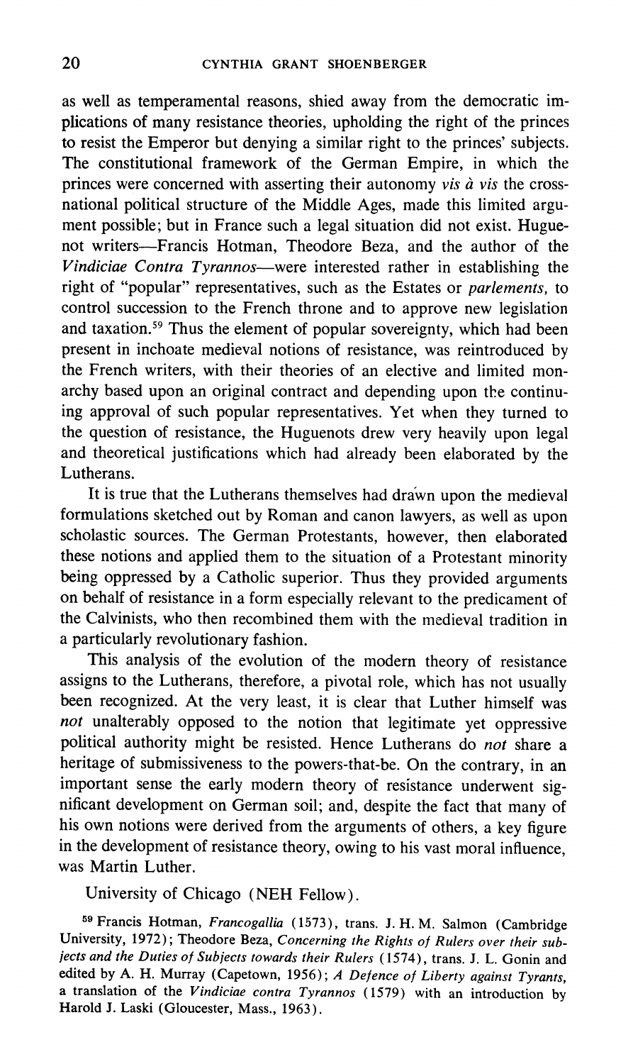as well as temperamental reasons, shied away from the democratic implications of many resistance theories, upholding the right of the princes to resist the Emperor but denying a similar right to the princes' subjects. The constitutional framework of the German Empire, in which the princes were concerned with asserting their autonomy *vis à vis* the cross-national political structure of the Middle Ages, made this limited argument possible; but in France such a legal situation did not exist. Huguenot writers—Francis Hotman, Theodore Beza, and the author of the *Vindiciae Contra Tyrannos*—were interested rather in establishing the right of "popular" representatives, such as the Estates or *parlements*, to control succession to the French throne and to approve new legislation and taxation.[59] Thus the element of popular sovereignty, which had been present in inchoate medieval notions of resistance, was reintroduced by the French writers, with their theories of an elective and limited monarchy based upon an original contract and depending upon the continuing approval of such popular representatives. Yet when they turned to the question of resistance, the Huguenots drew very heavily upon legal and theoretical justifications which had already been elaborated by the Lutherans.

It is true that the Lutherans themselves had drawn upon the medieval formulations sketched out by Roman and canon lawyers, as well as upon scholastic sources. The German Protestants, however, then elaborated these notions and applied them to the situation of a Protestant minority being oppressed by a Catholic superior. Thus they provided arguments on behalf of resistance in a form especially relevant to the predicament of the Calvinists, who then recombined them with the medieval tradition in a particularly revolutionary fashion.

This analysis of the evolution of the modern theory of resistance assigns to the Lutherans, therefore, a pivotal role, which has not usually been recognized. At the very least, it is clear that Luther himself was *not* unalterably opposed to the notion that legitimate yet oppressive political authority might be resisted. Hence Lutherans do *not* share a heritage of submissiveness to the powers-that-be. On the contrary, in an important sense the early modern theory of resistance underwent significant development on German soil; and, despite the fact that many of his own notions were derived from the arguments of others, a key figure in the development of resistance theory, owing to his vast moral influence, was Martin Luther.

University of Chicago (NEH Fellow).

[59] Francis Hotman, *Francogallia* (1573), trans. J. H. M. Salmon (Cambridge University, 1972); Theodore Beza, *Concerning the Rights of Rulers over their subjects and the Duties of Subjects towards their Rulers* (1574), trans. J. L. Gonin and edited by A. H. Murray (Capetown, 1956); *A Defence of Liberty against Tyrants*, a translation of the *Vindiciae contra Tyrannos* (1579) with an introduction by Harold J. Laski (Gloucester, Mass., 1963).